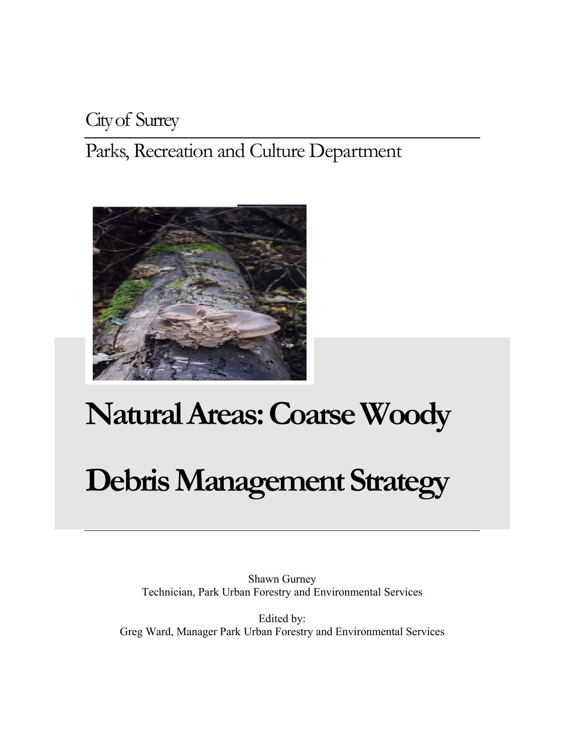City of Surrey

Parks, Recreation and Culture Department

# Natural Areas: Coarse Woody Debris Management Strategy

Shawn Gurney
Technician, Park Urban Forestry and Environmental Services

Edited by:
Greg Ward, Manager Park Urban Forestry and Environmental Services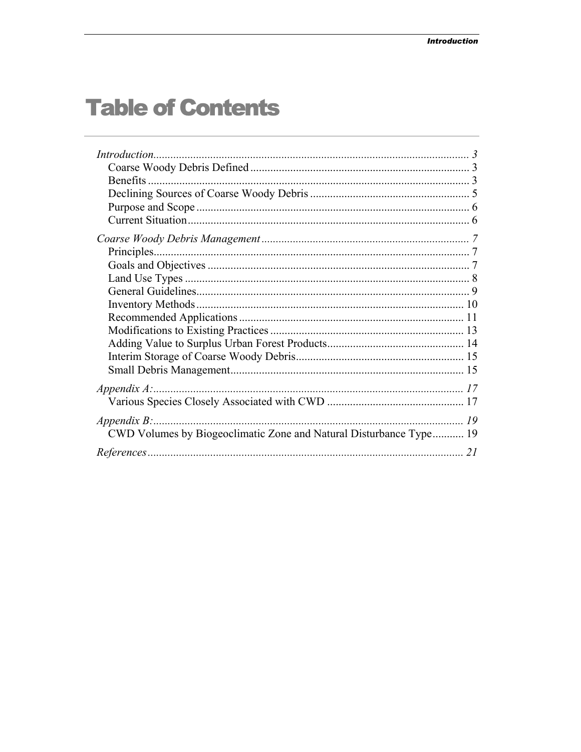# Table of Contents

*Introduction* ........ *3*
- Coarse Woody Debris Defined ........ 3
- Benefits ........ 3
- Declining Sources of Coarse Woody Debris ........ 5
- Purpose and Scope ........ 6
- Current Situation ........ 6

*Coarse Woody Debris Management* ........ *7*
- Principles ........ 7
- Goals and Objectives ........ 7
- Land Use Types ........ 8
- General Guidelines ........ 9
- Inventory Methods ........ 10
- Recommended Applications ........ 11
- Modifications to Existing Practices ........ 13
- Adding Value to Surplus Urban Forest Products ........ 14
- Interim Storage of Coarse Woody Debris ........ 15
- Small Debris Management ........ 15

*Appendix A:* ........ *17*
- Various Species Closely Associated with CWD ........ 17

*Appendix B:* ........ *19*
- CWD Volumes by Biogeoclimatic Zone and Natural Disturbance Type ........ 19

*References* ........ *21*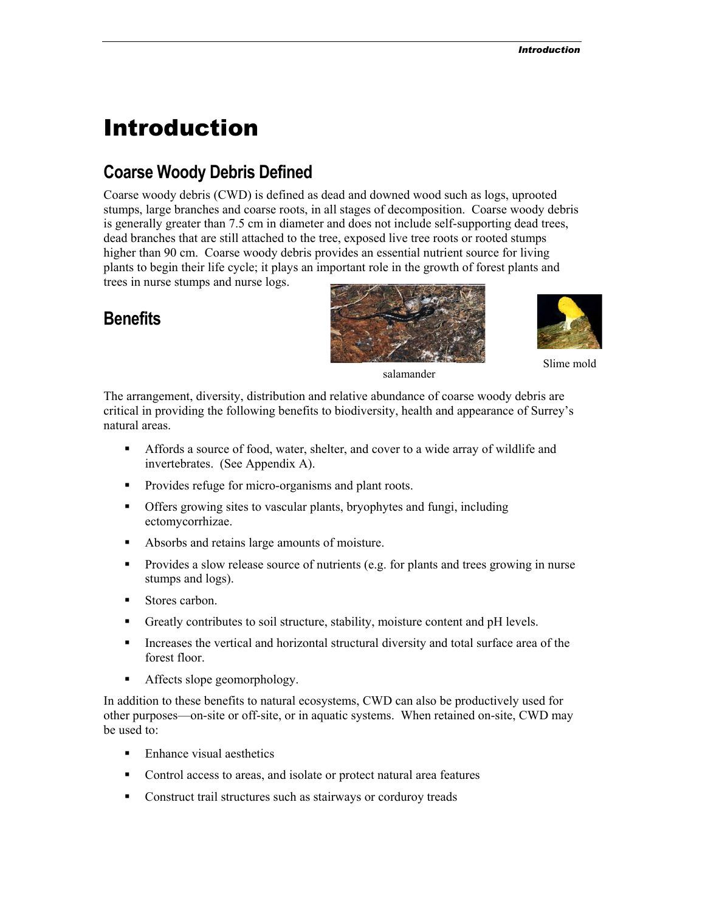# Introduction

## Coarse Woody Debris Defined

Coarse woody debris (CWD) is defined as dead and downed wood such as logs, uprooted stumps, large branches and coarse roots, in all stages of decomposition. Coarse woody debris is generally greater than 7.5 cm in diameter and does not include self-supporting dead trees, dead branches that are still attached to the tree, exposed live tree roots or rooted stumps higher than 90 cm. Coarse woody debris provides an essential nutrient source for living plants to begin their life cycle; it plays an important role in the growth of forest plants and trees in nurse stumps and nurse logs.

## Benefits

salamander

Slime mold

The arrangement, diversity, distribution and relative abundance of coarse woody debris are critical in providing the following benefits to biodiversity, health and appearance of Surrey's natural areas.

- Affords a source of food, water, shelter, and cover to a wide array of wildlife and invertebrates. (See Appendix A).
- Provides refuge for micro-organisms and plant roots.
- Offers growing sites to vascular plants, bryophytes and fungi, including ectomycorrhizae.
- Absorbs and retains large amounts of moisture.
- Provides a slow release source of nutrients (e.g. for plants and trees growing in nurse stumps and logs).
- Stores carbon.
- Greatly contributes to soil structure, stability, moisture content and pH levels.
- Increases the vertical and horizontal structural diversity and total surface area of the forest floor.
- Affects slope geomorphology.

In addition to these benefits to natural ecosystems, CWD can also be productively used for other purposes—on-site or off-site, or in aquatic systems. When retained on-site, CWD may be used to:

- Enhance visual aesthetics
- Control access to areas, and isolate or protect natural area features
- Construct trail structures such as stairways or corduroy treads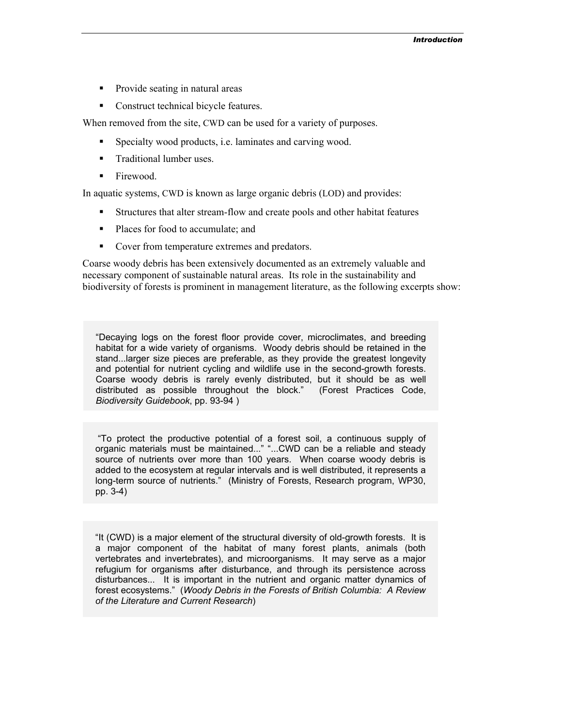- Provide seating in natural areas
- Construct technical bicycle features.

When removed from the site, CWD can be used for a variety of purposes.

- Specialty wood products, i.e. laminates and carving wood.
- Traditional lumber uses.
- Firewood.

In aquatic systems, CWD is known as large organic debris (LOD) and provides:

- Structures that alter stream-flow and create pools and other habitat features
- Places for food to accumulate; and
- Cover from temperature extremes and predators.

Coarse woody debris has been extensively documented as an extremely valuable and necessary component of sustainable natural areas. Its role in the sustainability and biodiversity of forests is prominent in management literature, as the following excerpts show:

> "Decaying logs on the forest floor provide cover, microclimates, and breeding habitat for a wide variety of organisms. Woody debris should be retained in the stand...larger size pieces are preferable, as they provide the greatest longevity and potential for nutrient cycling and wildlife use in the second-growth forests. Coarse woody debris is rarely evenly distributed, but it should be as well distributed as possible throughout the block." (Forest Practices Code, *Biodiversity Guidebook*, pp. 93-94 )

> "To protect the productive potential of a forest soil, a continuous supply of organic materials must be maintained..." "...CWD can be a reliable and steady source of nutrients over more than 100 years. When coarse woody debris is added to the ecosystem at regular intervals and is well distributed, it represents a long-term source of nutrients." (Ministry of Forests, Research program, WP30, pp. 3-4)

> "It (CWD) is a major element of the structural diversity of old-growth forests. It is a major component of the habitat of many forest plants, animals (both vertebrates and invertebrates), and microorganisms. It may serve as a major refugium for organisms after disturbance, and through its persistence across disturbances... It is important in the nutrient and organic matter dynamics of forest ecosystems." (*Woody Debris in the Forests of British Columbia: A Review of the Literature and Current Research*)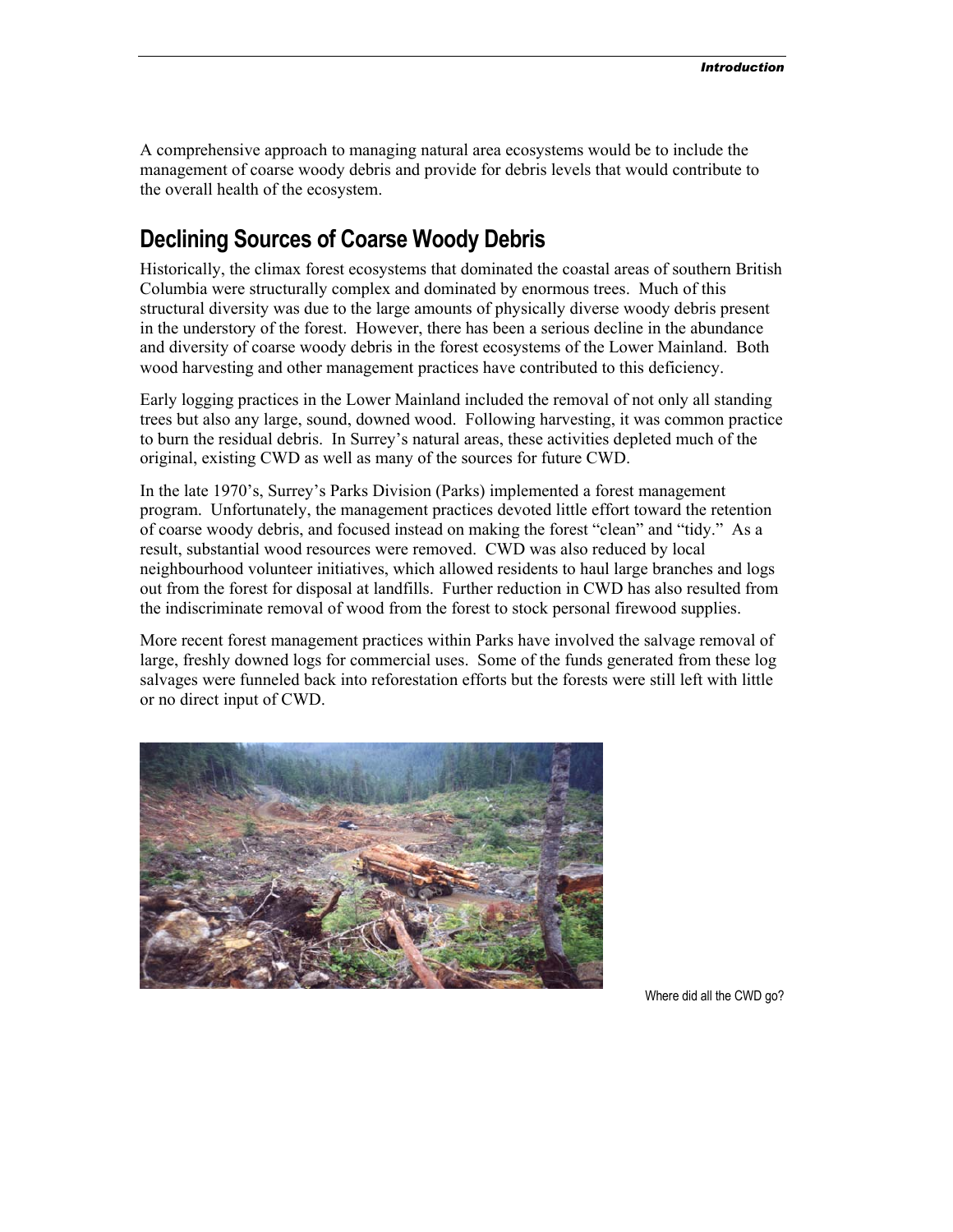A comprehensive approach to managing natural area ecosystems would be to include the management of coarse woody debris and provide for debris levels that would contribute to the overall health of the ecosystem.

## Declining Sources of Coarse Woody Debris

Historically, the climax forest ecosystems that dominated the coastal areas of southern British Columbia were structurally complex and dominated by enormous trees. Much of this structural diversity was due to the large amounts of physically diverse woody debris present in the understory of the forest. However, there has been a serious decline in the abundance and diversity of coarse woody debris in the forest ecosystems of the Lower Mainland. Both wood harvesting and other management practices have contributed to this deficiency.

Early logging practices in the Lower Mainland included the removal of not only all standing trees but also any large, sound, downed wood. Following harvesting, it was common practice to burn the residual debris. In Surrey's natural areas, these activities depleted much of the original, existing CWD as well as many of the sources for future CWD.

In the late 1970's, Surrey's Parks Division (Parks) implemented a forest management program. Unfortunately, the management practices devoted little effort toward the retention of coarse woody debris, and focused instead on making the forest "clean" and "tidy." As a result, substantial wood resources were removed. CWD was also reduced by local neighbourhood volunteer initiatives, which allowed residents to haul large branches and logs out from the forest for disposal at landfills. Further reduction in CWD has also resulted from the indiscriminate removal of wood from the forest to stock personal firewood supplies.

More recent forest management practices within Parks have involved the salvage removal of large, freshly downed logs for commercial uses. Some of the funds generated from these log salvages were funneled back into reforestation efforts but the forests were still left with little or no direct input of CWD.

Where did all the CWD go?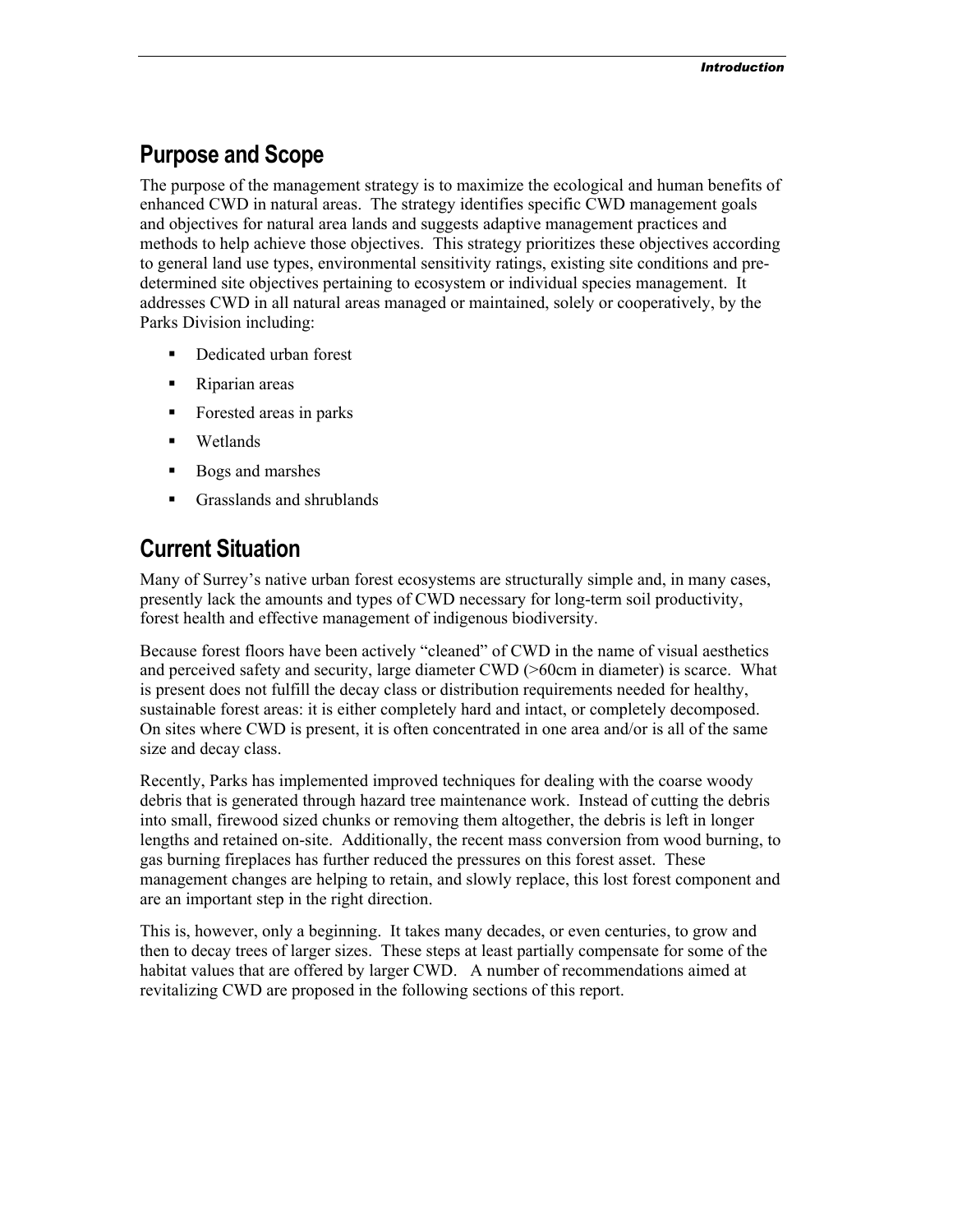## Purpose and Scope

The purpose of the management strategy is to maximize the ecological and human benefits of enhanced CWD in natural areas. The strategy identifies specific CWD management goals and objectives for natural area lands and suggests adaptive management practices and methods to help achieve those objectives. This strategy prioritizes these objectives according to general land use types, environmental sensitivity ratings, existing site conditions and pre-determined site objectives pertaining to ecosystem or individual species management. It addresses CWD in all natural areas managed or maintained, solely or cooperatively, by the Parks Division including:

- Dedicated urban forest
- Riparian areas
- Forested areas in parks
- Wetlands
- Bogs and marshes
- Grasslands and shrublands

## Current Situation

Many of Surrey's native urban forest ecosystems are structurally simple and, in many cases, presently lack the amounts and types of CWD necessary for long-term soil productivity, forest health and effective management of indigenous biodiversity.

Because forest floors have been actively "cleaned" of CWD in the name of visual aesthetics and perceived safety and security, large diameter CWD (>60cm in diameter) is scarce. What is present does not fulfill the decay class or distribution requirements needed for healthy, sustainable forest areas: it is either completely hard and intact, or completely decomposed. On sites where CWD is present, it is often concentrated in one area and/or is all of the same size and decay class.

Recently, Parks has implemented improved techniques for dealing with the coarse woody debris that is generated through hazard tree maintenance work. Instead of cutting the debris into small, firewood sized chunks or removing them altogether, the debris is left in longer lengths and retained on-site. Additionally, the recent mass conversion from wood burning, to gas burning fireplaces has further reduced the pressures on this forest asset. These management changes are helping to retain, and slowly replace, this lost forest component and are an important step in the right direction.

This is, however, only a beginning. It takes many decades, or even centuries, to grow and then to decay trees of larger sizes. These steps at least partially compensate for some of the habitat values that are offered by larger CWD. A number of recommendations aimed at revitalizing CWD are proposed in the following sections of this report.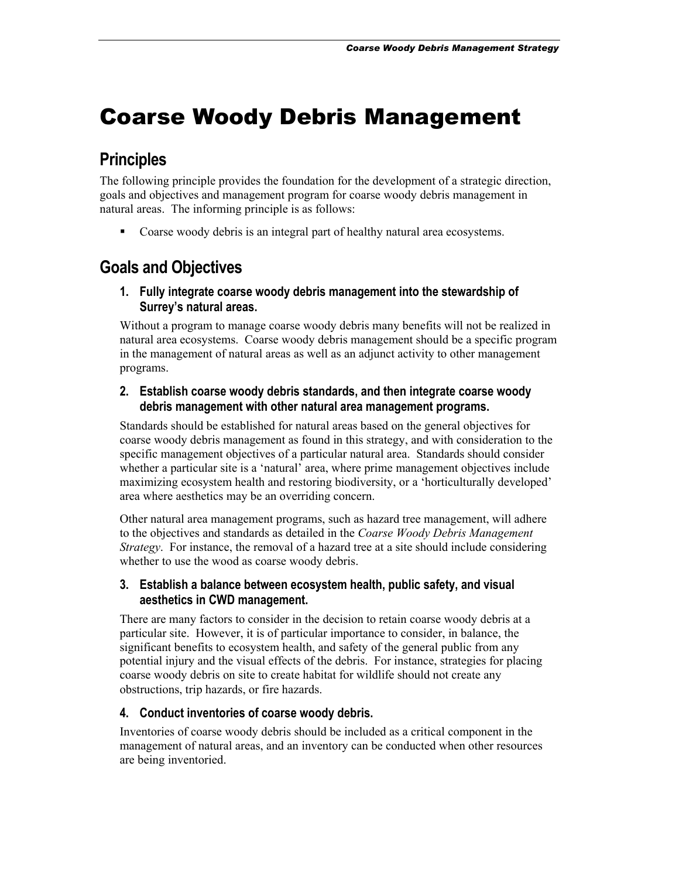# Coarse Woody Debris Management

## Principles

The following principle provides the foundation for the development of a strategic direction, goals and objectives and management program for coarse woody debris management in natural areas. The informing principle is as follows:

- Coarse woody debris is an integral part of healthy natural area ecosystems.

## Goals and Objectives

### 1. Fully integrate coarse woody debris management into the stewardship of Surrey's natural areas.

Without a program to manage coarse woody debris many benefits will not be realized in natural area ecosystems. Coarse woody debris management should be a specific program in the management of natural areas as well as an adjunct activity to other management programs.

### 2. Establish coarse woody debris standards, and then integrate coarse woody debris management with other natural area management programs.

Standards should be established for natural areas based on the general objectives for coarse woody debris management as found in this strategy, and with consideration to the specific management objectives of a particular natural area. Standards should consider whether a particular site is a 'natural' area, where prime management objectives include maximizing ecosystem health and restoring biodiversity, or a 'horticulturally developed' area where aesthetics may be an overriding concern.

Other natural area management programs, such as hazard tree management, will adhere to the objectives and standards as detailed in the *Coarse Woody Debris Management Strategy*. For instance, the removal of a hazard tree at a site should include considering whether to use the wood as coarse woody debris.

### 3. Establish a balance between ecosystem health, public safety, and visual aesthetics in CWD management.

There are many factors to consider in the decision to retain coarse woody debris at a particular site. However, it is of particular importance to consider, in balance, the significant benefits to ecosystem health, and safety of the general public from any potential injury and the visual effects of the debris. For instance, strategies for placing coarse woody debris on site to create habitat for wildlife should not create any obstructions, trip hazards, or fire hazards.

### 4. Conduct inventories of coarse woody debris.

Inventories of coarse woody debris should be included as a critical component in the management of natural areas, and an inventory can be conducted when other resources are being inventoried.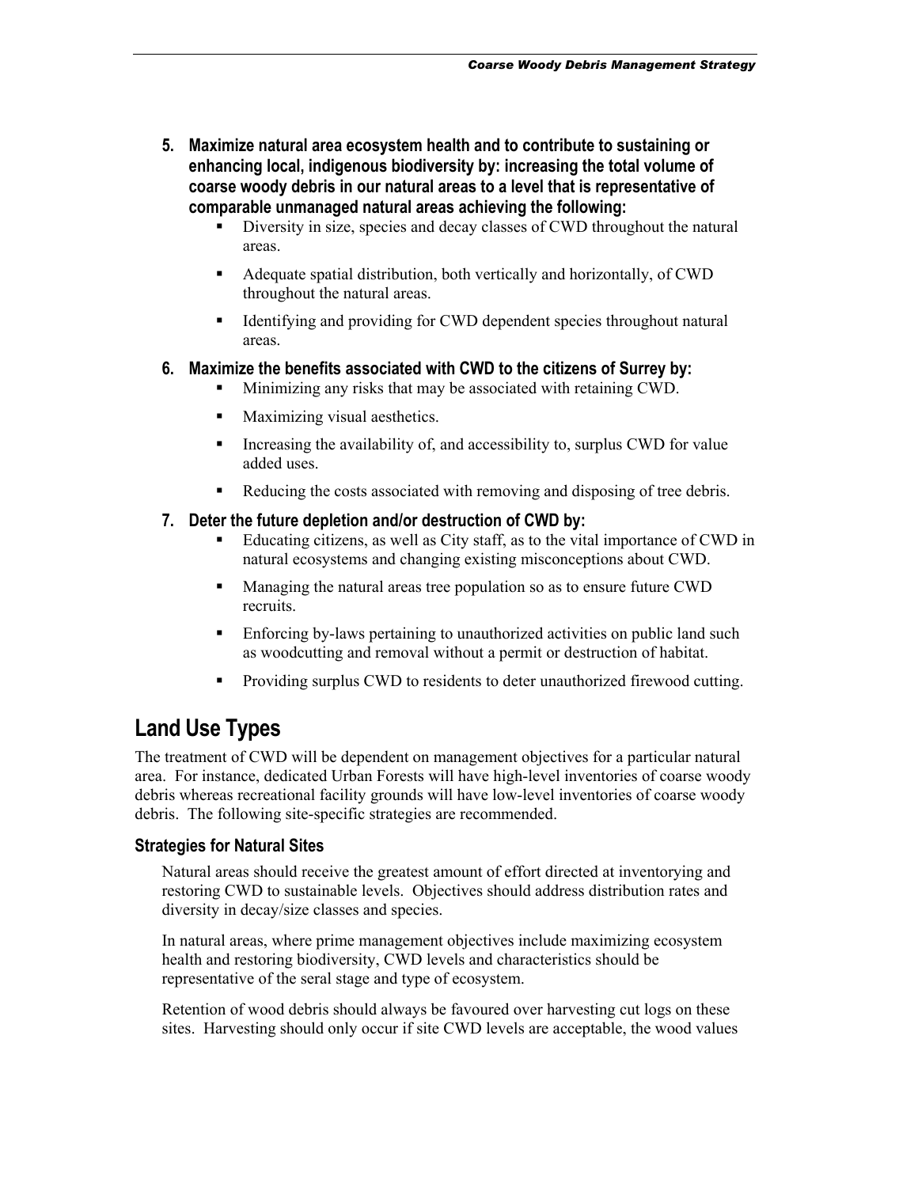5. **Maximize natural area ecosystem health and to contribute to sustaining or enhancing local, indigenous biodiversity by: increasing the total volume of coarse woody debris in our natural areas to a level that is representative of comparable unmanaged natural areas achieving the following:**
   - Diversity in size, species and decay classes of CWD throughout the natural areas.
   - Adequate spatial distribution, both vertically and horizontally, of CWD throughout the natural areas.
   - Identifying and providing for CWD dependent species throughout natural areas.
6. **Maximize the benefits associated with CWD to the citizens of Surrey by:**
   - Minimizing any risks that may be associated with retaining CWD.
   - Maximizing visual aesthetics.
   - Increasing the availability of, and accessibility to, surplus CWD for value added uses.
   - Reducing the costs associated with removing and disposing of tree debris.
7. **Deter the future depletion and/or destruction of CWD by:**
   - Educating citizens, as well as City staff, as to the vital importance of CWD in natural ecosystems and changing existing misconceptions about CWD.
   - Managing the natural areas tree population so as to ensure future CWD recruits.
   - Enforcing by-laws pertaining to unauthorized activities on public land such as woodcutting and removal without a permit or destruction of habitat.
   - Providing surplus CWD to residents to deter unauthorized firewood cutting.

## Land Use Types

The treatment of CWD will be dependent on management objectives for a particular natural area. For instance, dedicated Urban Forests will have high-level inventories of coarse woody debris whereas recreational facility grounds will have low-level inventories of coarse woody debris. The following site-specific strategies are recommended.

### Strategies for Natural Sites

Natural areas should receive the greatest amount of effort directed at inventorying and restoring CWD to sustainable levels. Objectives should address distribution rates and diversity in decay/size classes and species.

In natural areas, where prime management objectives include maximizing ecosystem health and restoring biodiversity, CWD levels and characteristics should be representative of the seral stage and type of ecosystem.

Retention of wood debris should always be favoured over harvesting cut logs on these sites. Harvesting should only occur if site CWD levels are acceptable, the wood values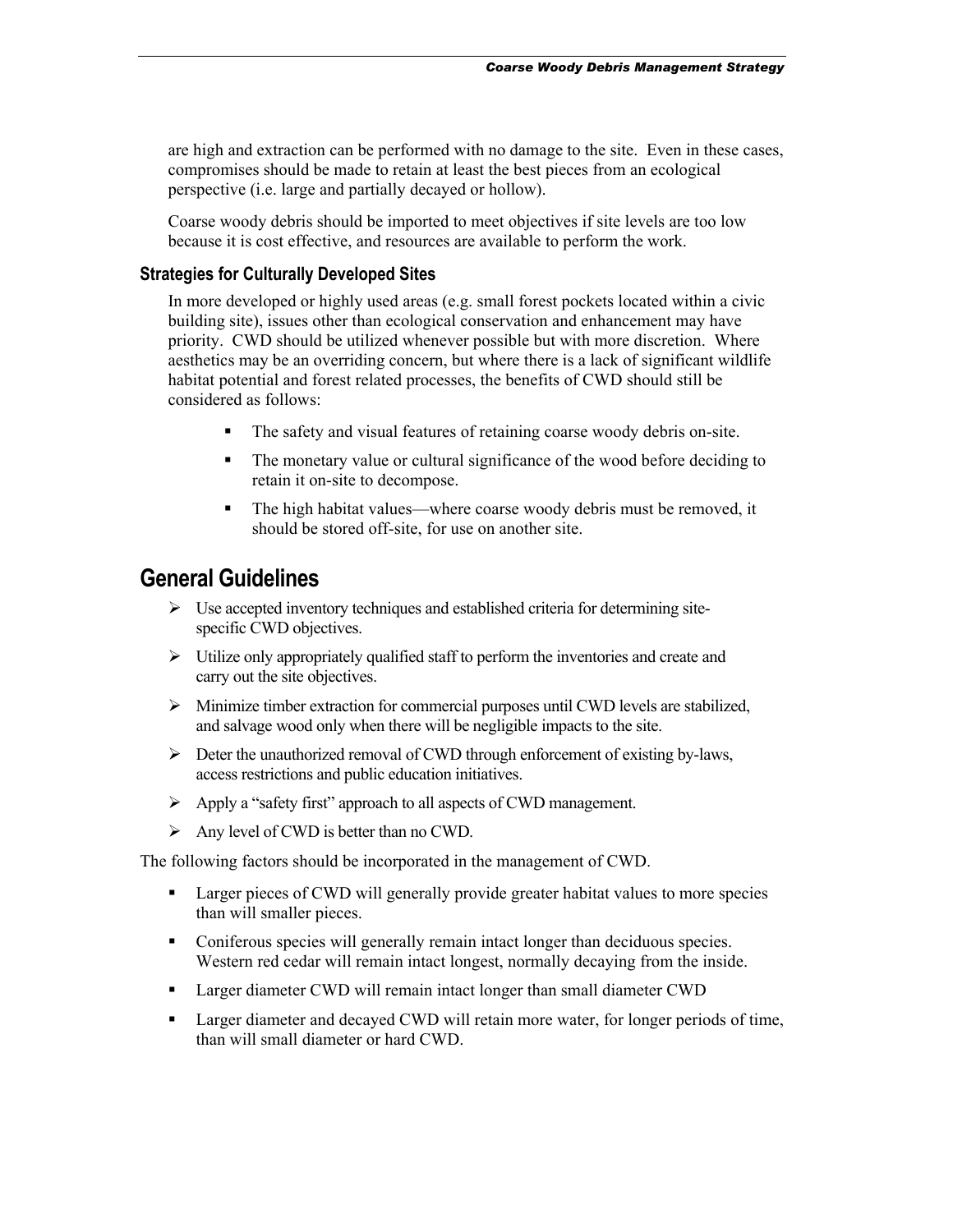are high and extraction can be performed with no damage to the site. Even in these cases, compromises should be made to retain at least the best pieces from an ecological perspective (i.e. large and partially decayed or hollow).

Coarse woody debris should be imported to meet objectives if site levels are too low because it is cost effective, and resources are available to perform the work.

### Strategies for Culturally Developed Sites

In more developed or highly used areas (e.g. small forest pockets located within a civic building site), issues other than ecological conservation and enhancement may have priority. CWD should be utilized whenever possible but with more discretion. Where aesthetics may be an overriding concern, but where there is a lack of significant wildlife habitat potential and forest related processes, the benefits of CWD should still be considered as follows:

- The safety and visual features of retaining coarse woody debris on-site.
- The monetary value or cultural significance of the wood before deciding to retain it on-site to decompose.
- The high habitat values—where coarse woody debris must be removed, it should be stored off-site, for use on another site.

## General Guidelines

- Use accepted inventory techniques and established criteria for determining site-specific CWD objectives.
- Utilize only appropriately qualified staff to perform the inventories and create and carry out the site objectives.
- Minimize timber extraction for commercial purposes until CWD levels are stabilized, and salvage wood only when there will be negligible impacts to the site.
- Deter the unauthorized removal of CWD through enforcement of existing by-laws, access restrictions and public education initiatives.
- Apply a "safety first" approach to all aspects of CWD management.
- Any level of CWD is better than no CWD.

The following factors should be incorporated in the management of CWD.

- Larger pieces of CWD will generally provide greater habitat values to more species than will smaller pieces.
- Coniferous species will generally remain intact longer than deciduous species. Western red cedar will remain intact longest, normally decaying from the inside.
- Larger diameter CWD will remain intact longer than small diameter CWD
- Larger diameter and decayed CWD will retain more water, for longer periods of time, than will small diameter or hard CWD.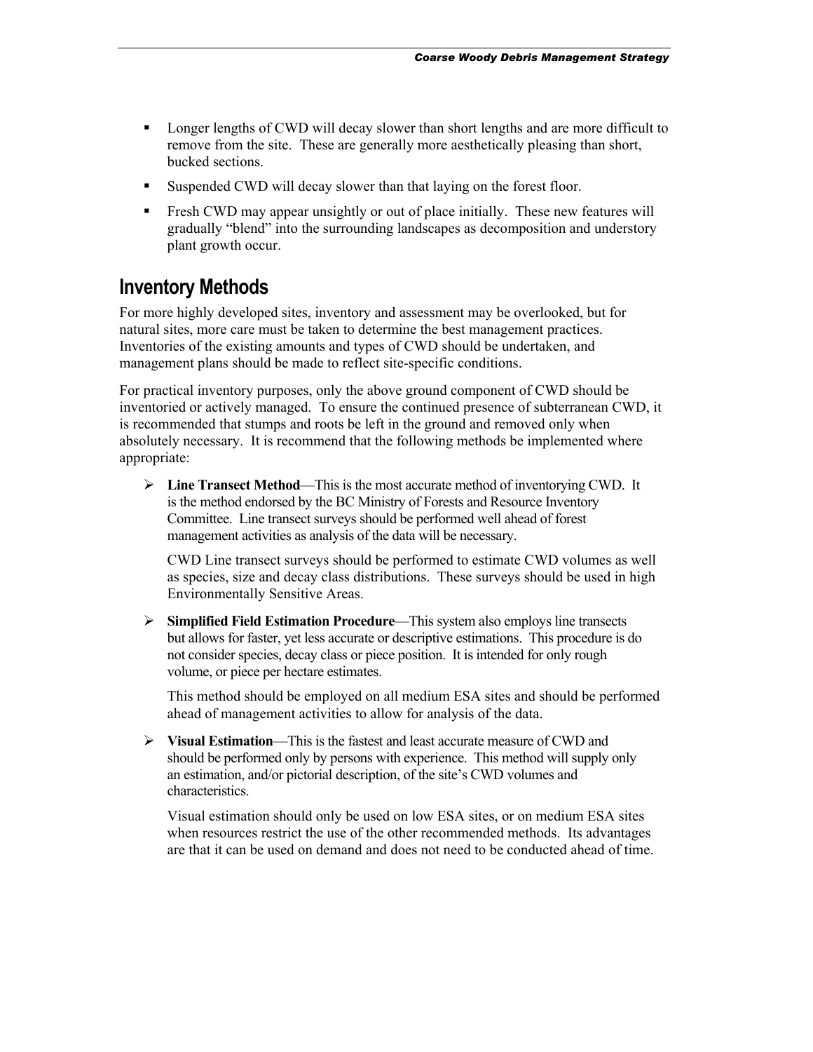- Longer lengths of CWD will decay slower than short lengths and are more difficult to remove from the site. These are generally more aesthetically pleasing than short, bucked sections.
- Suspended CWD will decay slower than that laying on the forest floor.
- Fresh CWD may appear unsightly or out of place initially. These new features will gradually "blend" into the surrounding landscapes as decomposition and understory plant growth occur.

## Inventory Methods

For more highly developed sites, inventory and assessment may be overlooked, but for natural sites, more care must be taken to determine the best management practices. Inventories of the existing amounts and types of CWD should be undertaken, and management plans should be made to reflect site-specific conditions.

For practical inventory purposes, only the above ground component of CWD should be inventoried or actively managed. To ensure the continued presence of subterranean CWD, it is recommended that stumps and roots be left in the ground and removed only when absolutely necessary. It is recommend that the following methods be implemented where appropriate:

- **Line Transect Method**—This is the most accurate method of inventorying CWD. It is the method endorsed by the BC Ministry of Forests and Resource Inventory Committee. Line transect surveys should be performed well ahead of forest management activities as analysis of the data will be necessary.

  CWD Line transect surveys should be performed to estimate CWD volumes as well as species, size and decay class distributions. These surveys should be used in high Environmentally Sensitive Areas.

- **Simplified Field Estimation Procedure**—This system also employs line transects but allows for faster, yet less accurate or descriptive estimations. This procedure is do not consider species, decay class or piece position. It is intended for only rough volume, or piece per hectare estimates.

  This method should be employed on all medium ESA sites and should be performed ahead of management activities to allow for analysis of the data.

- **Visual Estimation**—This is the fastest and least accurate measure of CWD and should be performed only by persons with experience. This method will supply only an estimation, and/or pictorial description, of the site's CWD volumes and characteristics.

  Visual estimation should only be used on low ESA sites, or on medium ESA sites when resources restrict the use of the other recommended methods. Its advantages are that it can be used on demand and does not need to be conducted ahead of time.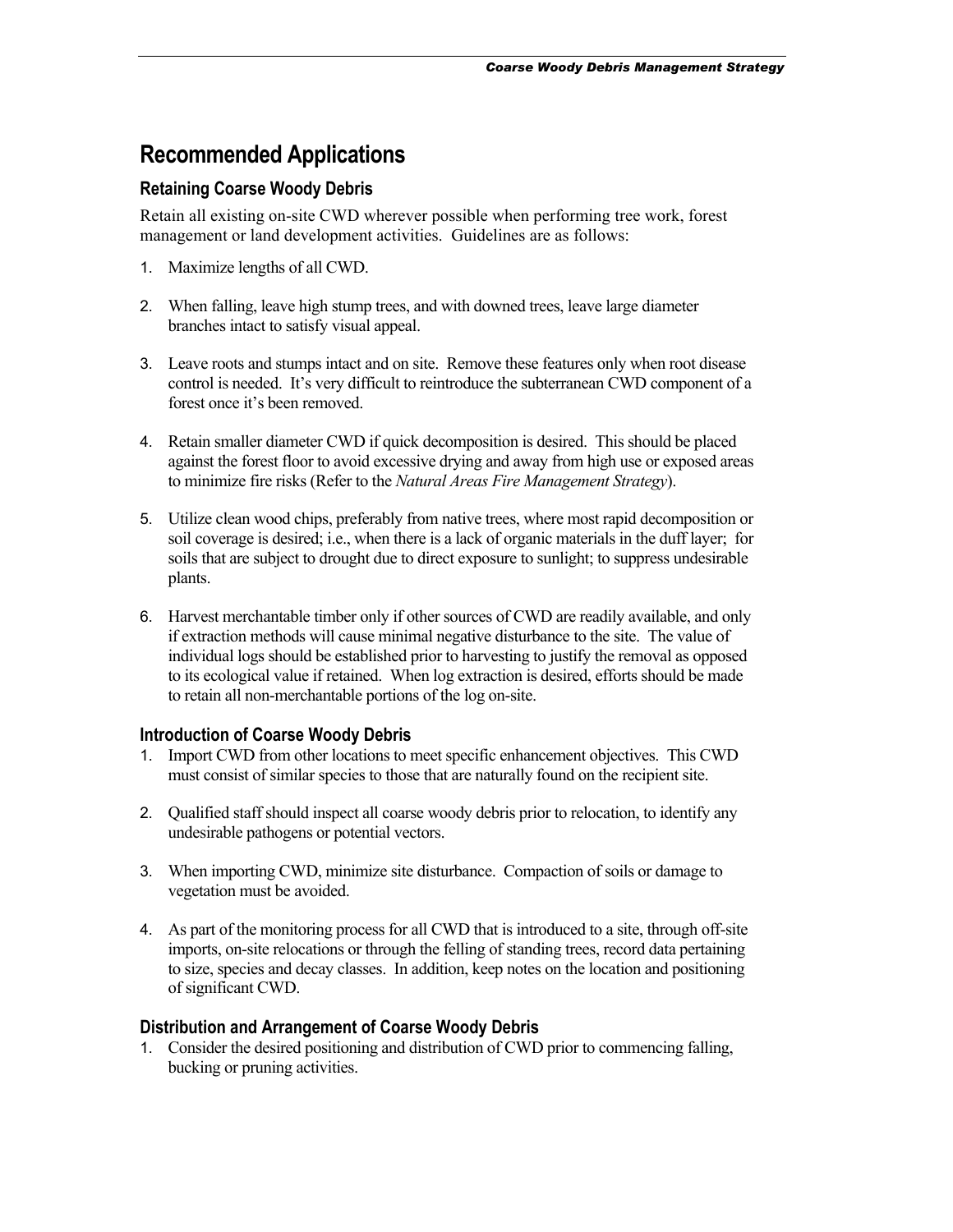# Recommended Applications

## Retaining Coarse Woody Debris

Retain all existing on-site CWD wherever possible when performing tree work, forest management or land development activities. Guidelines are as follows:

1. Maximize lengths of all CWD.

2. When falling, leave high stump trees, and with downed trees, leave large diameter branches intact to satisfy visual appeal.

3. Leave roots and stumps intact and on site. Remove these features only when root disease control is needed. It's very difficult to reintroduce the subterranean CWD component of a forest once it's been removed.

4. Retain smaller diameter CWD if quick decomposition is desired. This should be placed against the forest floor to avoid excessive drying and away from high use or exposed areas to minimize fire risks (Refer to the *Natural Areas Fire Management Strategy*).

5. Utilize clean wood chips, preferably from native trees, where most rapid decomposition or soil coverage is desired; i.e., when there is a lack of organic materials in the duff layer; for soils that are subject to drought due to direct exposure to sunlight; to suppress undesirable plants.

6. Harvest merchantable timber only if other sources of CWD are readily available, and only if extraction methods will cause minimal negative disturbance to the site. The value of individual logs should be established prior to harvesting to justify the removal as opposed to its ecological value if retained. When log extraction is desired, efforts should be made to retain all non-merchantable portions of the log on-site.

## Introduction of Coarse Woody Debris

1. Import CWD from other locations to meet specific enhancement objectives. This CWD must consist of similar species to those that are naturally found on the recipient site.

2. Qualified staff should inspect all coarse woody debris prior to relocation, to identify any undesirable pathogens or potential vectors.

3. When importing CWD, minimize site disturbance. Compaction of soils or damage to vegetation must be avoided.

4. As part of the monitoring process for all CWD that is introduced to a site, through off-site imports, on-site relocations or through the felling of standing trees, record data pertaining to size, species and decay classes. In addition, keep notes on the location and positioning of significant CWD.

## Distribution and Arrangement of Coarse Woody Debris

1. Consider the desired positioning and distribution of CWD prior to commencing falling, bucking or pruning activities.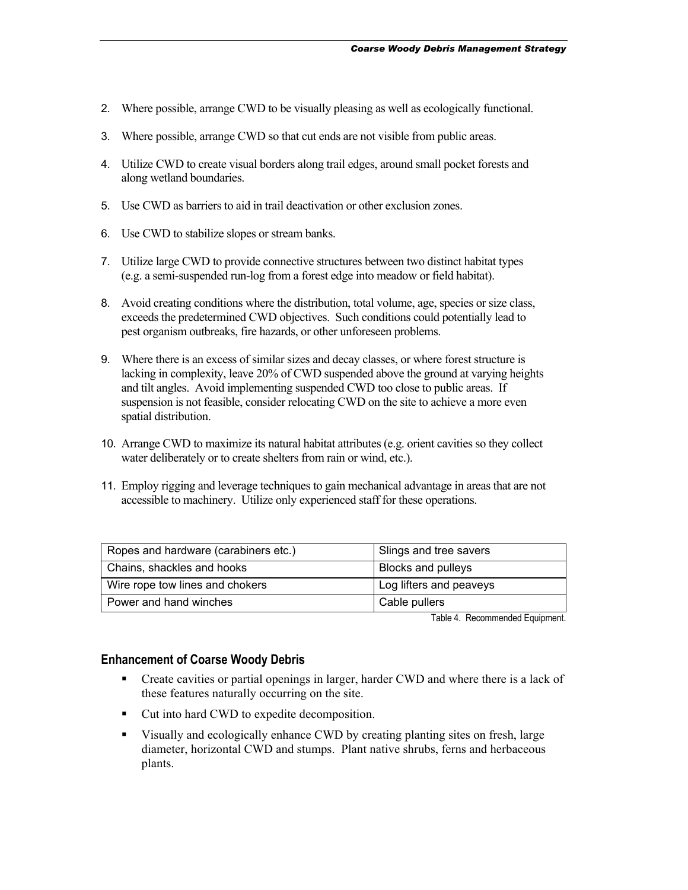2. Where possible, arrange CWD to be visually pleasing as well as ecologically functional.

3. Where possible, arrange CWD so that cut ends are not visible from public areas.

4. Utilize CWD to create visual borders along trail edges, around small pocket forests and along wetland boundaries.

5. Use CWD as barriers to aid in trail deactivation or other exclusion zones.

6. Use CWD to stabilize slopes or stream banks.

7. Utilize large CWD to provide connective structures between two distinct habitat types (e.g. a semi-suspended run-log from a forest edge into meadow or field habitat).

8. Avoid creating conditions where the distribution, total volume, age, species or size class, exceeds the predetermined CWD objectives. Such conditions could potentially lead to pest organism outbreaks, fire hazards, or other unforeseen problems.

9. Where there is an excess of similar sizes and decay classes, or where forest structure is lacking in complexity, leave 20% of CWD suspended above the ground at varying heights and tilt angles. Avoid implementing suspended CWD too close to public areas. If suspension is not feasible, consider relocating CWD on the site to achieve a more even spatial distribution.

10. Arrange CWD to maximize its natural habitat attributes (e.g. orient cavities so they collect water deliberately or to create shelters from rain or wind, etc.).

11. Employ rigging and leverage techniques to gain mechanical advantage in areas that are not accessible to machinery. Utilize only experienced staff for these operations.

| | |
|---|---|
| Ropes and hardware (carabiners etc.) | Slings and tree savers |
| Chains, shackles and hooks | Blocks and pulleys |
| Wire rope tow lines and chokers | Log lifters and peaveys |
| Power and hand winches | Cable pullers |

Table 4. Recommended Equipment.

### Enhancement of Coarse Woody Debris

- Create cavities or partial openings in larger, harder CWD and where there is a lack of these features naturally occurring on the site.
- Cut into hard CWD to expedite decomposition.
- Visually and ecologically enhance CWD by creating planting sites on fresh, large diameter, horizontal CWD and stumps. Plant native shrubs, ferns and herbaceous plants.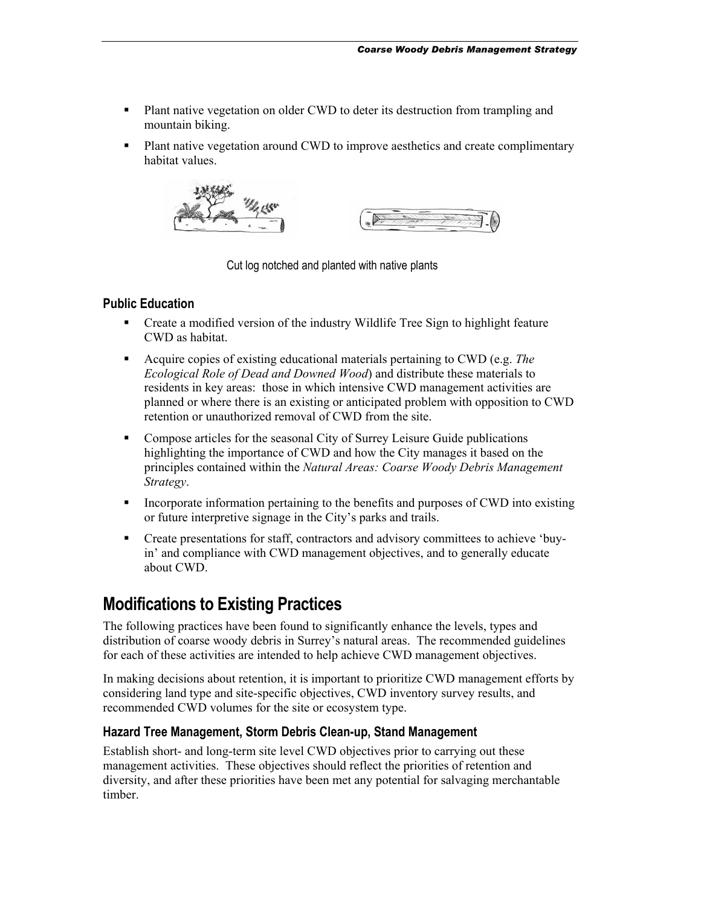- Plant native vegetation on older CWD to deter its destruction from trampling and mountain biking.
- Plant native vegetation around CWD to improve aesthetics and create complimentary habitat values.

Cut log notched and planted with native plants

### Public Education

- Create a modified version of the industry Wildlife Tree Sign to highlight feature CWD as habitat.
- Acquire copies of existing educational materials pertaining to CWD (e.g. *The Ecological Role of Dead and Downed Wood*) and distribute these materials to residents in key areas: those in which intensive CWD management activities are planned or where there is an existing or anticipated problem with opposition to CWD retention or unauthorized removal of CWD from the site.
- Compose articles for the seasonal City of Surrey Leisure Guide publications highlighting the importance of CWD and how the City manages it based on the principles contained within the *Natural Areas: Coarse Woody Debris Management Strategy*.
- Incorporate information pertaining to the benefits and purposes of CWD into existing or future interpretive signage in the City's parks and trails.
- Create presentations for staff, contractors and advisory committees to achieve 'buy-in' and compliance with CWD management objectives, and to generally educate about CWD.

## Modifications to Existing Practices

The following practices have been found to significantly enhance the levels, types and distribution of coarse woody debris in Surrey's natural areas. The recommended guidelines for each of these activities are intended to help achieve CWD management objectives.

In making decisions about retention, it is important to prioritize CWD management efforts by considering land type and site-specific objectives, CWD inventory survey results, and recommended CWD volumes for the site or ecosystem type.

### Hazard Tree Management, Storm Debris Clean-up, Stand Management

Establish short- and long-term site level CWD objectives prior to carrying out these management activities. These objectives should reflect the priorities of retention and diversity, and after these priorities have been met any potential for salvaging merchantable timber.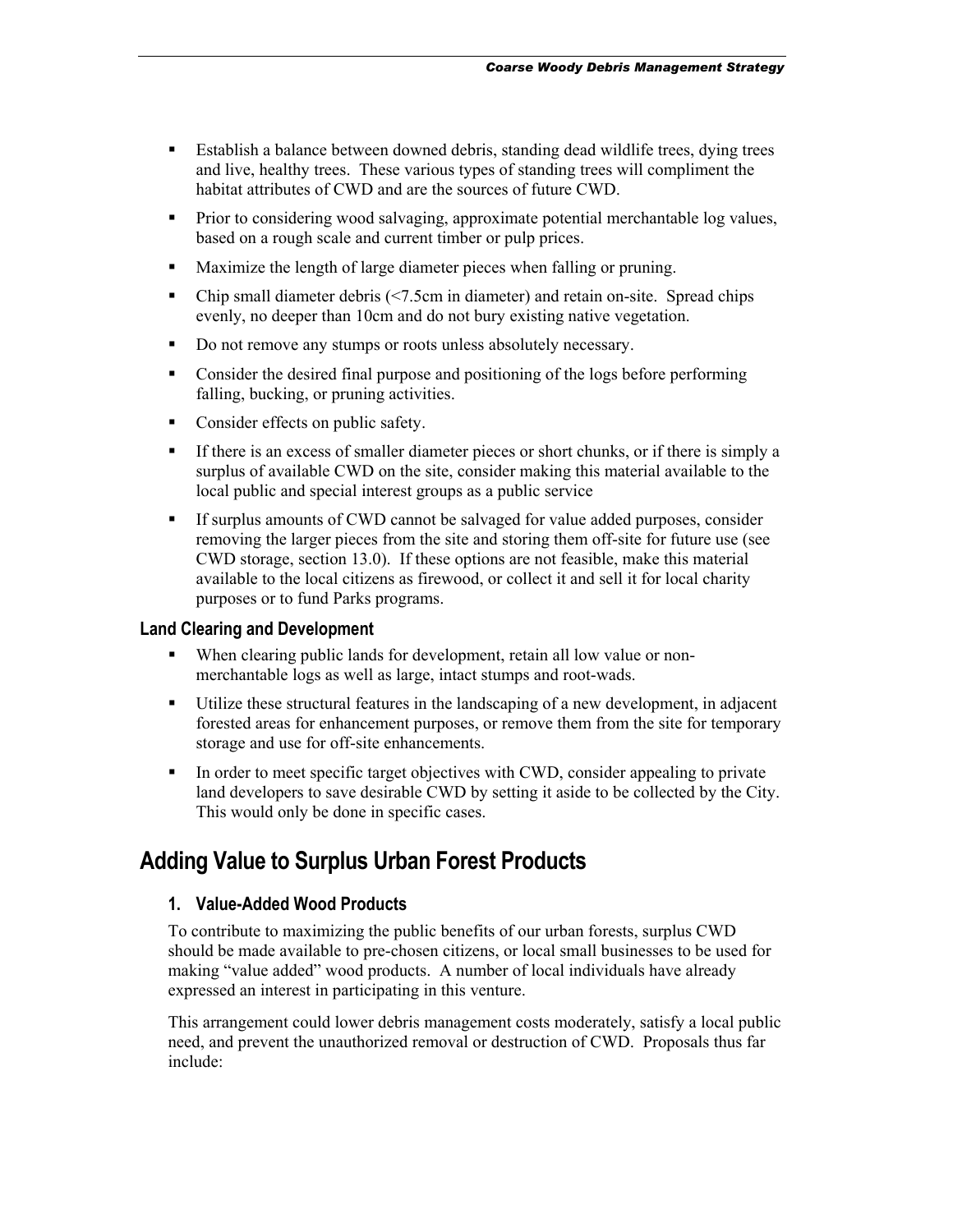- Establish a balance between downed debris, standing dead wildlife trees, dying trees and live, healthy trees. These various types of standing trees will compliment the habitat attributes of CWD and are the sources of future CWD.
- Prior to considering wood salvaging, approximate potential merchantable log values, based on a rough scale and current timber or pulp prices.
- Maximize the length of large diameter pieces when falling or pruning.
- Chip small diameter debris (<7.5cm in diameter) and retain on-site. Spread chips evenly, no deeper than 10cm and do not bury existing native vegetation.
- Do not remove any stumps or roots unless absolutely necessary.
- Consider the desired final purpose and positioning of the logs before performing falling, bucking, or pruning activities.
- Consider effects on public safety.
- If there is an excess of smaller diameter pieces or short chunks, or if there is simply a surplus of available CWD on the site, consider making this material available to the local public and special interest groups as a public service
- If surplus amounts of CWD cannot be salvaged for value added purposes, consider removing the larger pieces from the site and storing them off-site for future use (see CWD storage, section 13.0). If these options are not feasible, make this material available to the local citizens as firewood, or collect it and sell it for local charity purposes or to fund Parks programs.

### Land Clearing and Development

- When clearing public lands for development, retain all low value or non-merchantable logs as well as large, intact stumps and root-wads.
- Utilize these structural features in the landscaping of a new development, in adjacent forested areas for enhancement purposes, or remove them from the site for temporary storage and use for off-site enhancements.
- In order to meet specific target objectives with CWD, consider appealing to private land developers to save desirable CWD by setting it aside to be collected by the City. This would only be done in specific cases.

## Adding Value to Surplus Urban Forest Products

### 1. Value-Added Wood Products

To contribute to maximizing the public benefits of our urban forests, surplus CWD should be made available to pre-chosen citizens, or local small businesses to be used for making "value added" wood products. A number of local individuals have already expressed an interest in participating in this venture.

This arrangement could lower debris management costs moderately, satisfy a local public need, and prevent the unauthorized removal or destruction of CWD. Proposals thus far include: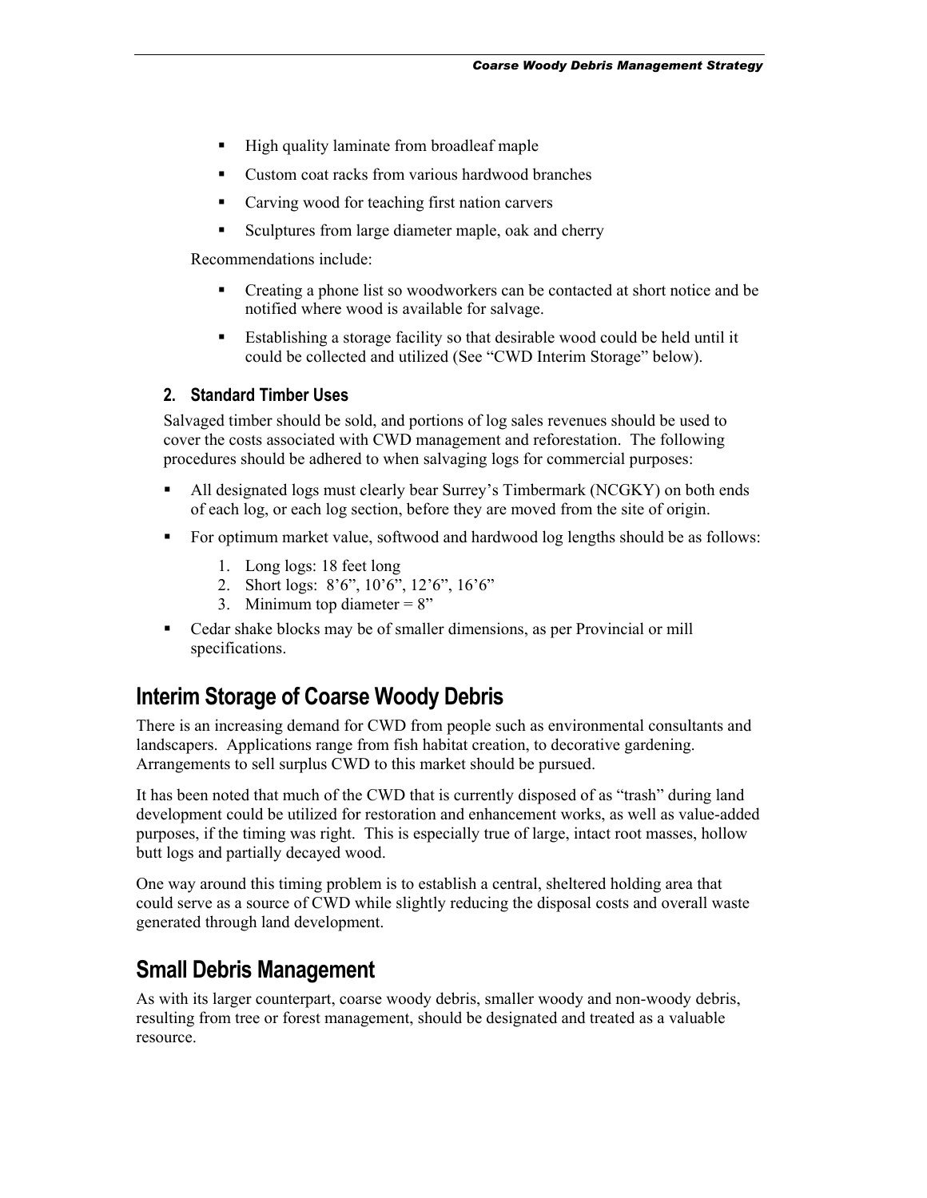- High quality laminate from broadleaf maple
- Custom coat racks from various hardwood branches
- Carving wood for teaching first nation carvers
- Sculptures from large diameter maple, oak and cherry

Recommendations include:

- Creating a phone list so woodworkers can be contacted at short notice and be notified where wood is available for salvage.
- Establishing a storage facility so that desirable wood could be held until it could be collected and utilized (See "CWD Interim Storage" below).

### 2. Standard Timber Uses

Salvaged timber should be sold, and portions of log sales revenues should be used to cover the costs associated with CWD management and reforestation. The following procedures should be adhered to when salvaging logs for commercial purposes:

- All designated logs must clearly bear Surrey's Timbermark (NCGKY) on both ends of each log, or each log section, before they are moved from the site of origin.
- For optimum market value, softwood and hardwood log lengths should be as follows:
  1. Long logs: 18 feet long
  2. Short logs: 8'6", 10'6", 12'6", 16'6"
  3. Minimum top diameter = 8"
- Cedar shake blocks may be of smaller dimensions, as per Provincial or mill specifications.

## Interim Storage of Coarse Woody Debris

There is an increasing demand for CWD from people such as environmental consultants and landscapers. Applications range from fish habitat creation, to decorative gardening. Arrangements to sell surplus CWD to this market should be pursued.

It has been noted that much of the CWD that is currently disposed of as "trash" during land development could be utilized for restoration and enhancement works, as well as value-added purposes, if the timing was right. This is especially true of large, intact root masses, hollow butt logs and partially decayed wood.

One way around this timing problem is to establish a central, sheltered holding area that could serve as a source of CWD while slightly reducing the disposal costs and overall waste generated through land development.

## Small Debris Management

As with its larger counterpart, coarse woody debris, smaller woody and non-woody debris, resulting from tree or forest management, should be designated and treated as a valuable resource.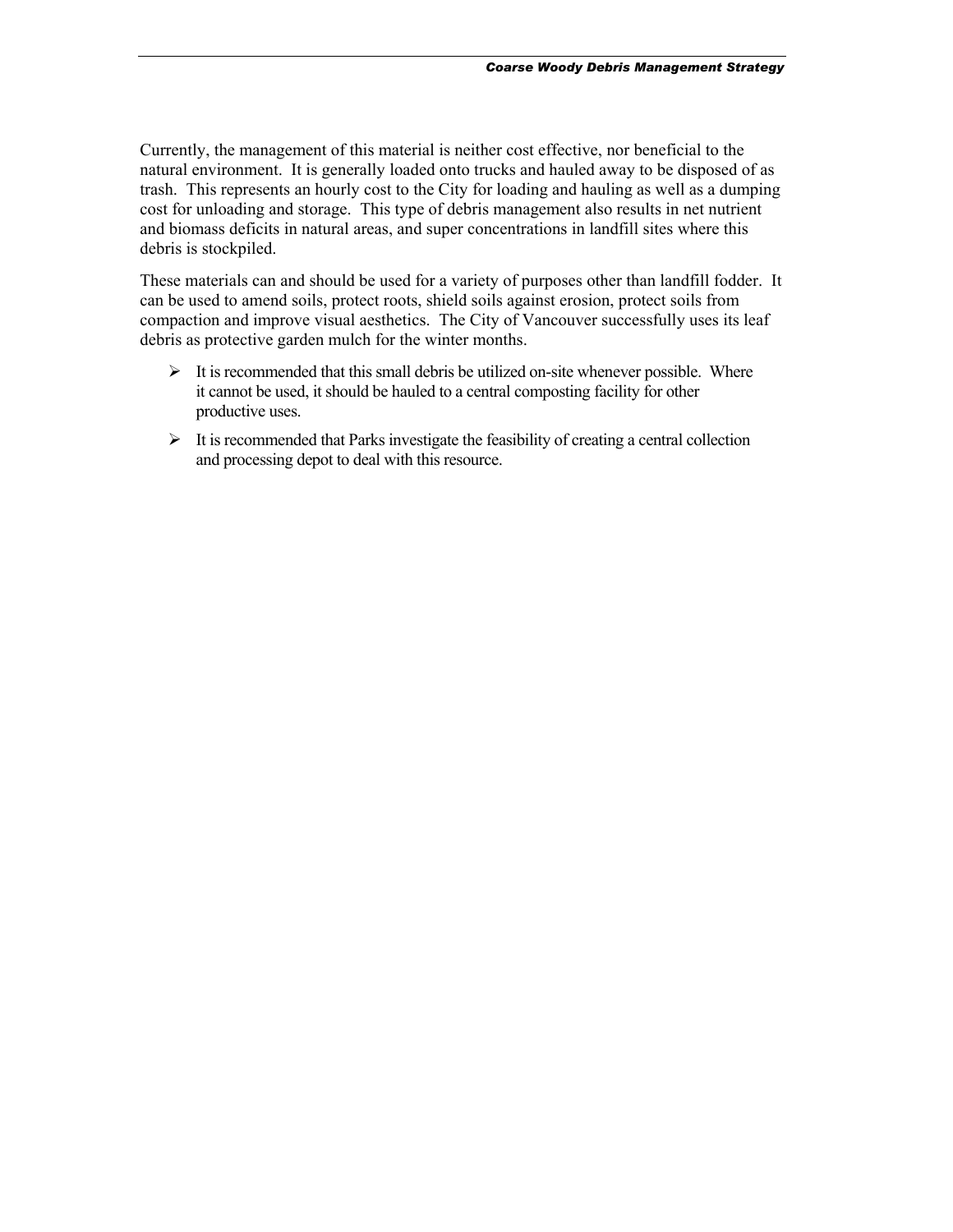Currently, the management of this material is neither cost effective, nor beneficial to the natural environment. It is generally loaded onto trucks and hauled away to be disposed of as trash. This represents an hourly cost to the City for loading and hauling as well as a dumping cost for unloading and storage. This type of debris management also results in net nutrient and biomass deficits in natural areas, and super concentrations in landfill sites where this debris is stockpiled.

These materials can and should be used for a variety of purposes other than landfill fodder. It can be used to amend soils, protect roots, shield soils against erosion, protect soils from compaction and improve visual aesthetics. The City of Vancouver successfully uses its leaf debris as protective garden mulch for the winter months.

- It is recommended that this small debris be utilized on-site whenever possible. Where it cannot be used, it should be hauled to a central composting facility for other productive uses.
- It is recommended that Parks investigate the feasibility of creating a central collection and processing depot to deal with this resource.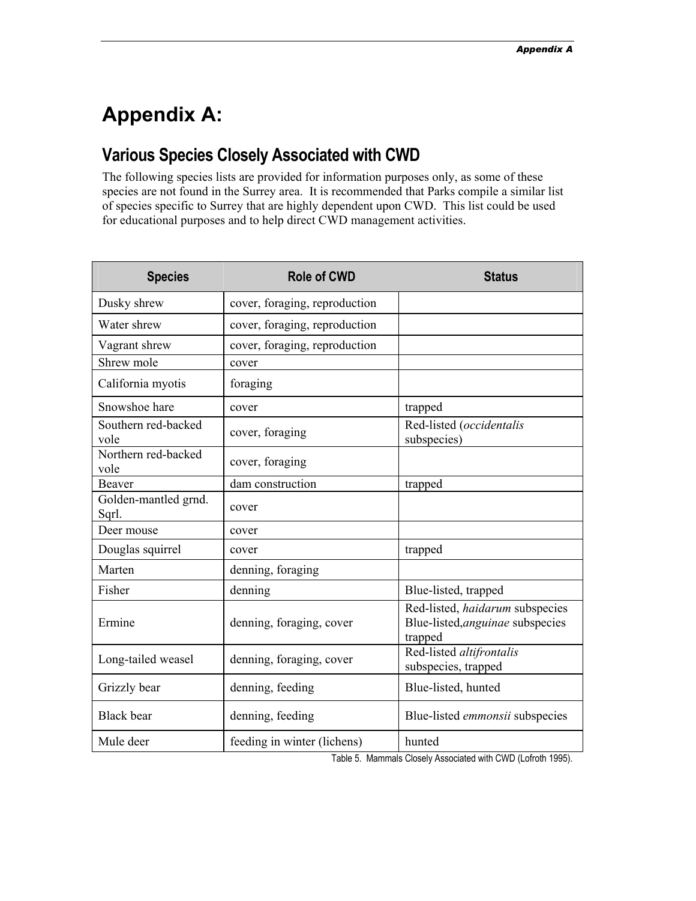# Appendix A:

## Various Species Closely Associated with CWD

The following species lists are provided for information purposes only, as some of these species are not found in the Surrey area. It is recommended that Parks compile a similar list of species specific to Surrey that are highly dependent upon CWD. This list could be used for educational purposes and to help direct CWD management activities.

| Species | Role of CWD | Status |
|---|---|---|
| Dusky shrew | cover, foraging, reproduction | |
| Water shrew | cover, foraging, reproduction | |
| Vagrant shrew | cover, foraging, reproduction | |
| Shrew mole | cover | |
| California myotis | foraging | |
| Snowshoe hare | cover | trapped |
| Southern red-backed vole | cover, foraging | Red-listed (*occidentalis* subspecies) |
| Northern red-backed vole | cover, foraging | |
| Beaver | dam construction | trapped |
| Golden-mantled grnd. Sqrl. | cover | |
| Deer mouse | cover | |
| Douglas squirrel | cover | trapped |
| Marten | denning, foraging | |
| Fisher | denning | Blue-listed, trapped |
| Ermine | denning, foraging, cover | Red-listed, *haidarum* subspecies Blue-listed,*anguinae* subspecies trapped |
| Long-tailed weasel | denning, foraging, cover | Red-listed *altifrontalis* subspecies, trapped |
| Grizzly bear | denning, feeding | Blue-listed, hunted |
| Black bear | denning, feeding | Blue-listed *emmonsii* subspecies |
| Mule deer | feeding in winter (lichens) | hunted |

Table 5. Mammals Closely Associated with CWD (Lofroth 1995).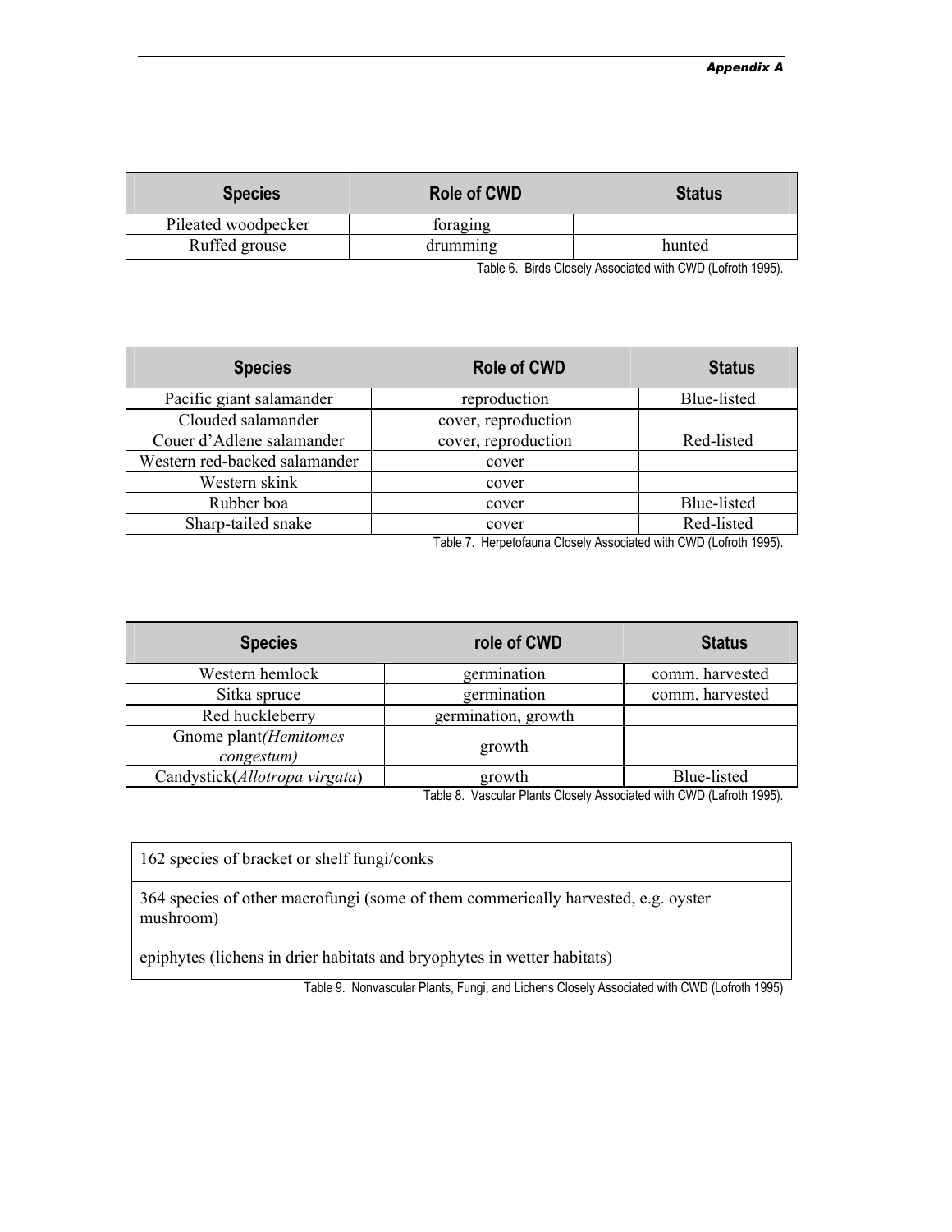| Species | Role of CWD | Status |
|---|---|---|
| Pileated woodpecker | foraging | |
| Ruffed grouse | drumming | hunted |

Table 6. Birds Closely Associated with CWD (Lofroth 1995).

| Species | Role of CWD | Status |
|---|---|---|
| Pacific giant salamander | reproduction | Blue-listed |
| Clouded salamander | cover, reproduction | |
| Couer d'Adlene salamander | cover, reproduction | Red-listed |
| Western red-backed salamander | cover | |
| Western skink | cover | |
| Rubber boa | cover | Blue-listed |
| Sharp-tailed snake | cover | Red-listed |

Table 7. Herpetofauna Closely Associated with CWD (Lofroth 1995).

| Species | role of CWD | Status |
|---|---|---|
| Western hemlock | germination | comm. harvested |
| Sitka spruce | germination | comm. harvested |
| Red huckleberry | germination, growth | |
| Gnome plant(*Hemitomes congestum)* | growth | |
| Candystick(*Allotropa virgata*) | growth | Blue-listed |

Table 8. Vascular Plants Closely Associated with CWD (Lafroth 1995).

| |
|---|
| 162 species of bracket or shelf fungi/conks |
| 364 species of other macrofungi (some of them commerically harvested, e.g. oyster mushroom) |
| epiphytes (lichens in drier habitats and bryophytes in wetter habitats) |

Table 9. Nonvascular Plants, Fungi, and Lichens Closely Associated with CWD (Lofroth 1995)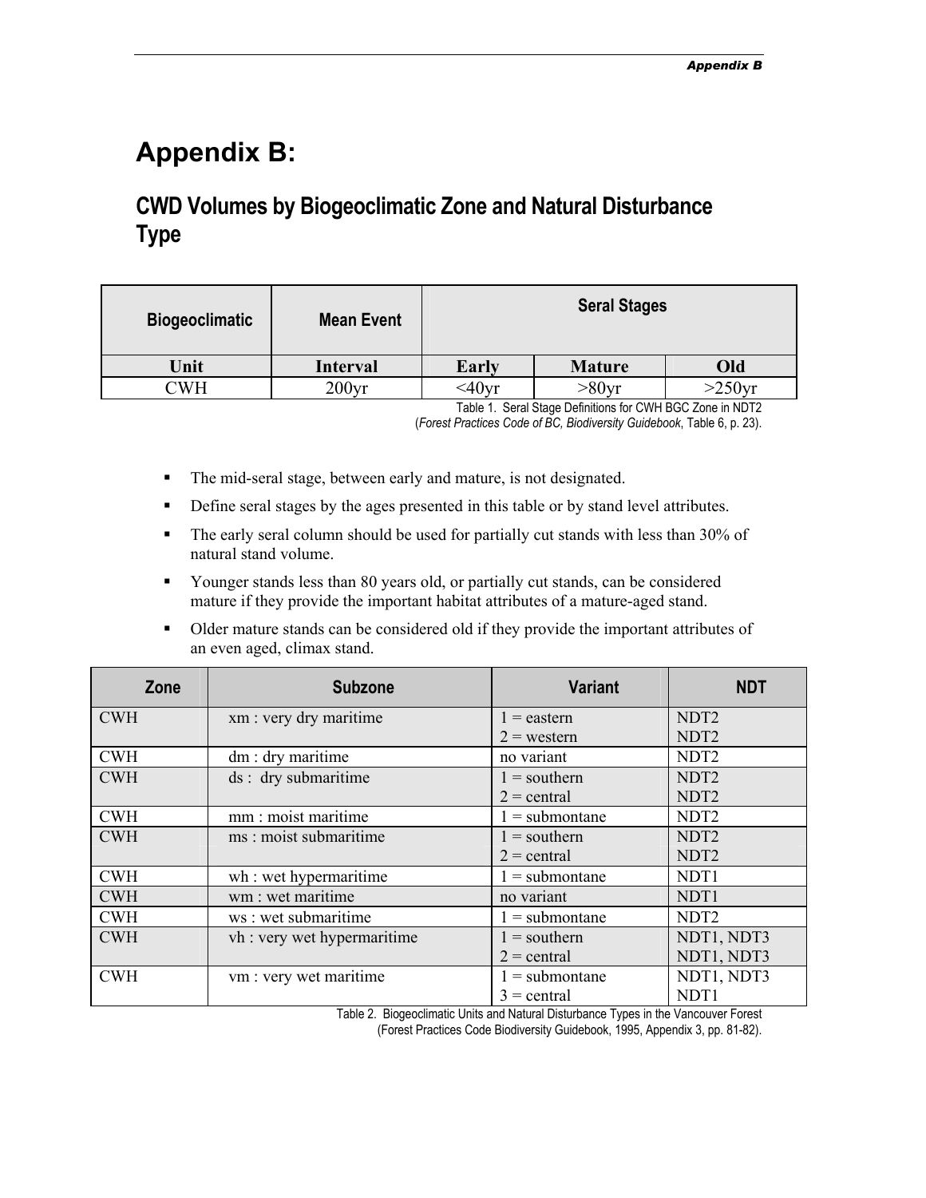# Appendix B:

## CWD Volumes by Biogeoclimatic Zone and Natural Disturbance Type

| Biogeoclimatic | Mean Event | Seral Stages | | |
|---|---|---|---|---|
| **Unit** | **Interval** | **Early** | **Mature** | **Old** |
| CWH | 200yr | <40yr | >80yr | >250yr |

Table 1. Seral Stage Definitions for CWH BGC Zone in NDT2 (*Forest Practices Code of BC, Biodiversity Guidebook*, Table 6, p. 23).

- The mid-seral stage, between early and mature, is not designated.
- Define seral stages by the ages presented in this table or by stand level attributes.
- The early seral column should be used for partially cut stands with less than 30% of natural stand volume.
- Younger stands less than 80 years old, or partially cut stands, can be considered mature if they provide the important habitat attributes of a mature-aged stand.
- Older mature stands can be considered old if they provide the important attributes of an even aged, climax stand.

| Zone | Subzone | Variant | NDT |
|---|---|---|---|
| CWH | xm : very dry maritime | 1 = eastern<br>2 = western | NDT2<br>NDT2 |
| CWH | dm : dry maritime | no variant | NDT2 |
| CWH | ds : dry submaritime | 1 = southern<br>2 = central | NDT2<br>NDT2 |
| CWH | mm : moist maritime | 1 = submontane | NDT2 |
| CWH | ms : moist submaritime | 1 = southern<br>2 = central | NDT2<br>NDT2 |
| CWH | wh : wet hypermaritime | 1 = submontane | NDT1 |
| CWH | wm : wet maritime | no variant | NDT1 |
| CWH | ws : wet submaritime | 1 = submontane | NDT2 |
| CWH | vh : very wet hypermaritime | 1 = southern<br>2 = central | NDT1, NDT3<br>NDT1, NDT3 |
| CWH | vm : very wet maritime | 1 = submontane<br>3 = central | NDT1, NDT3<br>NDT1 |

Table 2. Biogeoclimatic Units and Natural Disturbance Types in the Vancouver Forest (Forest Practices Code Biodiversity Guidebook, 1995, Appendix 3, pp. 81-82).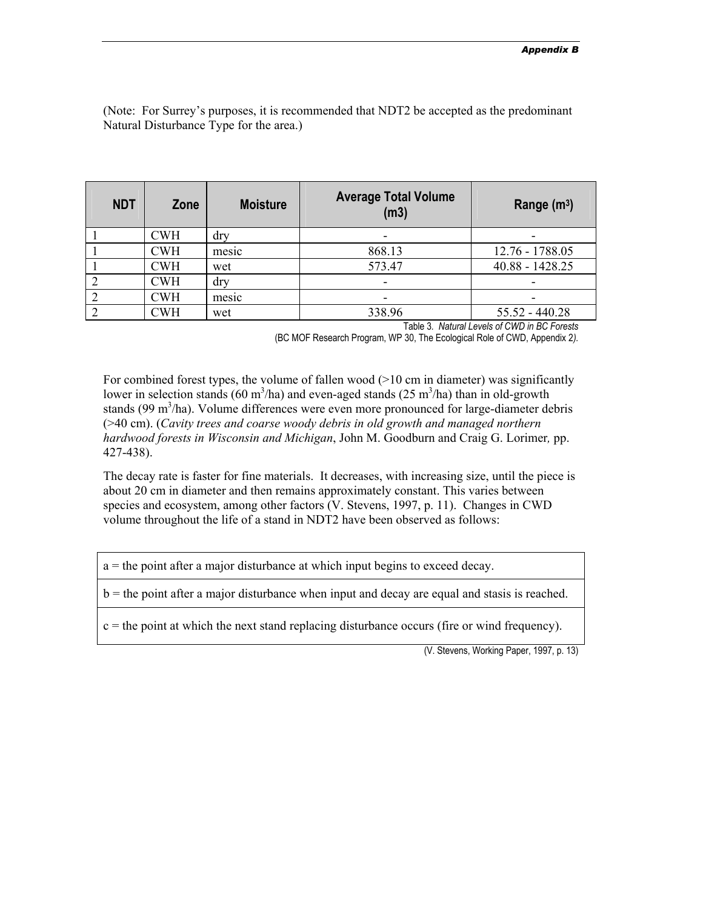(Note: For Surrey's purposes, it is recommended that NDT2 be accepted as the predominant Natural Disturbance Type for the area.)

| NDT | Zone | Moisture | Average Total Volume (m3) | Range ($m^3$) |
|---|---|---|---|---|
| 1 | CWH | dry | - | - |
| 1 | CWH | mesic | 868.13 | 12.76 - 1788.05 |
| 1 | CWH | wet | 573.47 | 40.88 - 1428.25 |
| 2 | CWH | dry | - | - |
| 2 | CWH | mesic | - | - |
| 2 | CWH | wet | 338.96 | 55.52 - 440.28 |

Table 3. *Natural Levels of CWD in BC Forests*
(BC MOF Research Program, WP 30, The Ecological Role of CWD, Appendix 2*)*.

For combined forest types, the volume of fallen wood (>10 cm in diameter) was significantly lower in selection stands (60 $m^3$/ha) and even-aged stands (25 $m^3$/ha) than in old-growth stands (99 $m^3$/ha). Volume differences were even more pronounced for large-diameter debris (>40 cm). (*Cavity trees and coarse woody debris in old growth and managed northern hardwood forests in Wisconsin and Michigan*, John M. Goodburn and Craig G. Lorimer*,* pp. 427-438).

The decay rate is faster for fine materials. It decreases, with increasing size, until the piece is about 20 cm in diameter and then remains approximately constant. This varies between species and ecosystem, among other factors (V. Stevens, 1997, p. 11). Changes in CWD volume throughout the life of a stand in NDT2 have been observed as follows:

| |
|---|
| a = the point after a major disturbance at which input begins to exceed decay. |
| b = the point after a major disturbance when input and decay are equal and stasis is reached. |
| c = the point at which the next stand replacing disturbance occurs (fire or wind frequency). |

(V. Stevens, Working Paper, 1997, p. 13)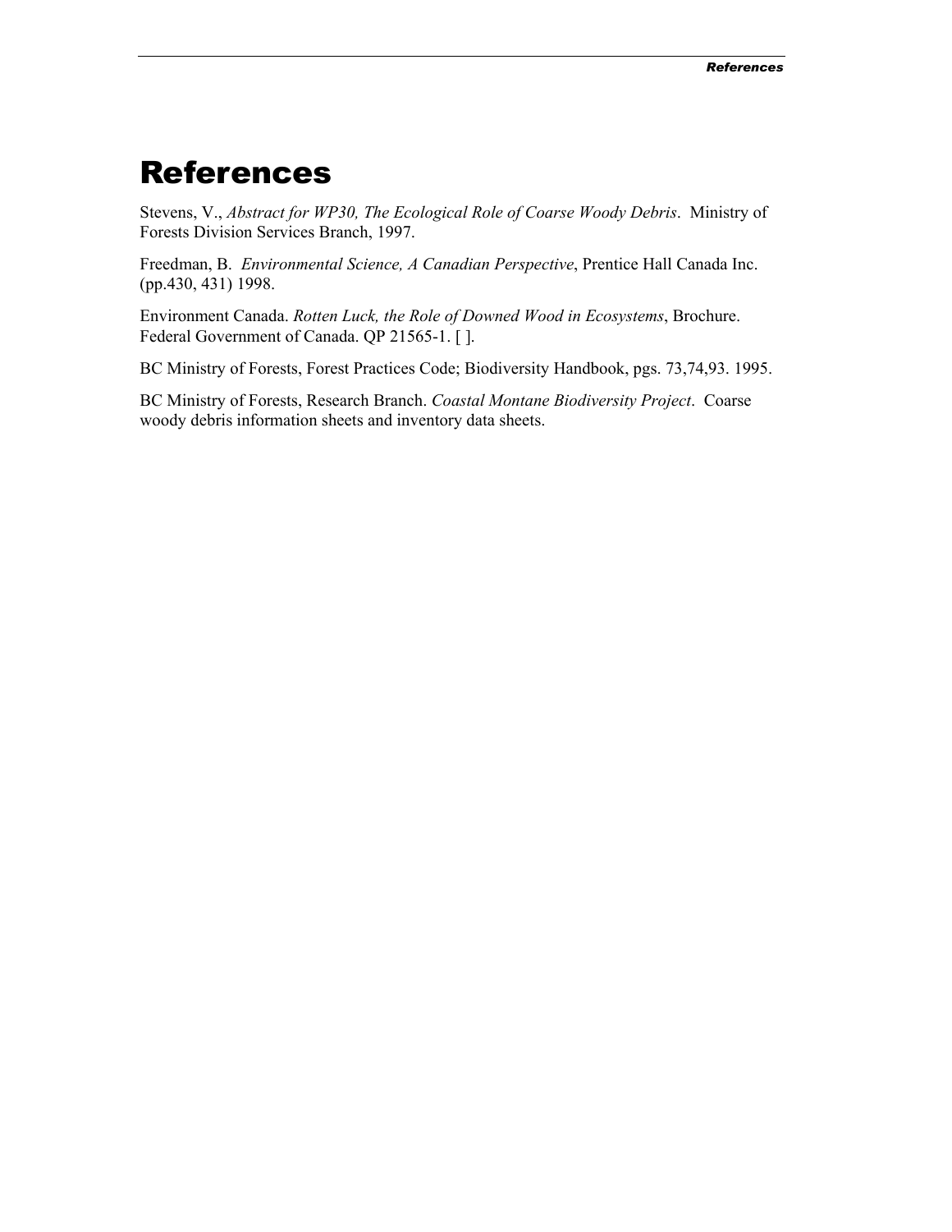# References

Stevens, V., *Abstract for WP30, The Ecological Role of Coarse Woody Debris*. Ministry of Forests Division Services Branch, 1997.

Freedman, B. *Environmental Science, A Canadian Perspective*, Prentice Hall Canada Inc. (pp.430, 431) 1998.

Environment Canada. *Rotten Luck, the Role of Downed Wood in Ecosystems*, Brochure. Federal Government of Canada. QP 21565-1. [ ].

BC Ministry of Forests, Forest Practices Code; Biodiversity Handbook, pgs. 73,74,93. 1995.

BC Ministry of Forests, Research Branch. *Coastal Montane Biodiversity Project*. Coarse woody debris information sheets and inventory data sheets.